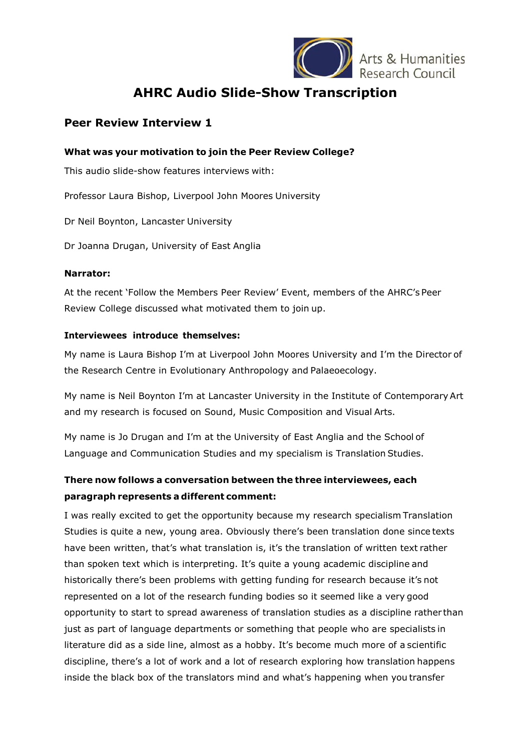Arts & Humanities Research Council

# AHRC Audio Slide-Show Transcription

## Peer Review Interview 1

**What was your motivation to join the Peer Review College?**

This audio slide-show features interviews with:

Professor Laura Bishop, Liverpool John Moores University

Dr Neil Boynton, Lancaster University

Dr Joanna Drugan, University of East Anglia

**Narrator:**

At the recent 'Follow the Members Peer Review' Event, members of the AHRC's Peer Review College discussed what motivated them to join up.

**Interviewees introduce themselves:**

My name is Laura Bishop I'm at Liverpool John Moores University and I'm the Director of the Research Centre in Evolutionary Anthropology and Palaeoecology.

My name is Neil Boynton I'm at Lancaster University in the Institute of Contemporary Art and my research is focused on Sound, Music Composition and Visual Arts.

My name is Jo Drugan and I'm at the University of East Anglia and the School of Language and Communication Studies and my specialism is Translation Studies.

**There now follows a conversation between the three interviewees, each paragraph represents a different comment:**

I was really excited to get the opportunity because my research specialism Translation Studies is quite a new, young area. Obviously there's been translation done since texts have been written, that's what translation is, it's the translation of written text rather than spoken text which is interpreting. It's quite a young academic discipline and historically there's been problems with getting funding for research because it's not represented on a lot of the research funding bodies so it seemed like a very good opportunity to start to spread awareness of translation studies as a discipline rather than just as part of language departments or something that people who are specialists in literature did as a side line, almost as a hobby. It's become much more of a scientific discipline, there's a lot of work and a lot of research exploring how translation happens inside the black box of the translators mind and what's happening when you transfer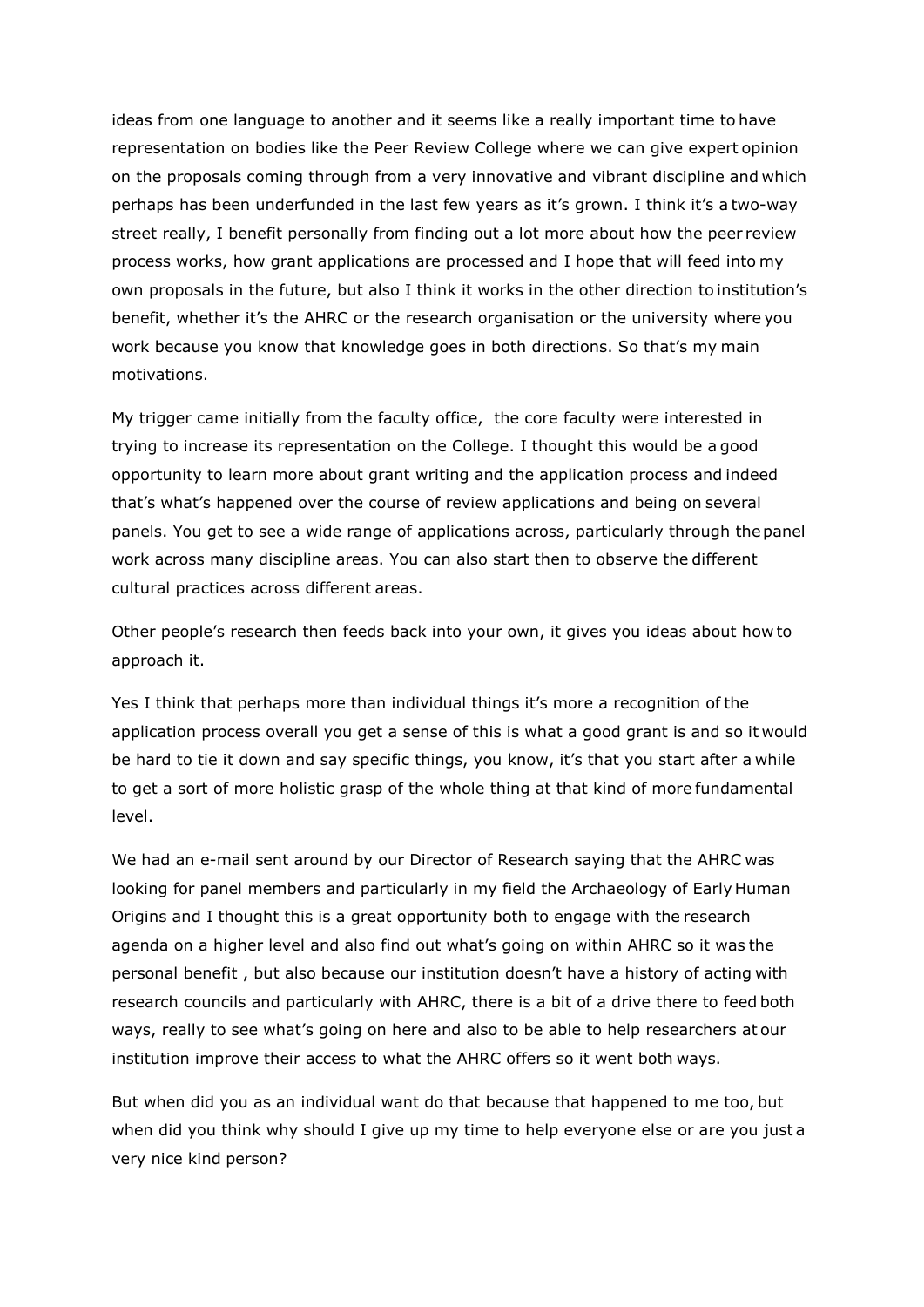ideas from one language to another and it seems like a really important time to have representation on bodies like the Peer Review College where we can give expert opinion on the proposals coming through from a very innovative and vibrant discipline and which perhaps has been underfunded in the last few years as it's grown. I think it's a two-way street really, I benefit personally from finding out a lot more about how the peer review process works, how grant applications are processed and I hope that will feed into my own proposals in the future, but also I think it works in the other direction to institution's benefit, whether it's the AHRC or the research organisation or the university where you work because you know that knowledge goes in both directions. So that's my main motivations.

My trigger came initially from the faculty office, the core faculty were interested in trying to increase its representation on the College. I thought this would be a good opportunity to learn more about grant writing and the application process and indeed that's what's happened over the course of review applications and being on several panels. You get to see a wide range of applications across, particularly through the panel work across many discipline areas. You can also start then to observe the different cultural practices across different areas.

Other people's research then feeds back into your own, it gives you ideas about how to approach it.

Yes I think that perhaps more than individual things it's more a recognition of the application process overall you get a sense of this is what a good grant is and so it would be hard to tie it down and say specific things, you know, it's that you start after a while to get a sort of more holistic grasp of the whole thing at that kind of more fundamental level.

We had an e-mail sent around by our Director of Research saying that the AHRC was looking for panel members and particularly in my field the Archaeology of Early Human Origins and I thought this is a great opportunity both to engage with the research agenda on a higher level and also find out what's going on within AHRC so it was the personal benefit , but also because our institution doesn't have a history of acting with research councils and particularly with AHRC, there is a bit of a drive there to feed both ways, really to see what's going on here and also to be able to help researchers at our institution improve their access to what the AHRC offers so it went both ways.

But when did you as an individual want do that because that happened to me too, but when did you think why should I give up my time to help everyone else or are you just a very nice kind person?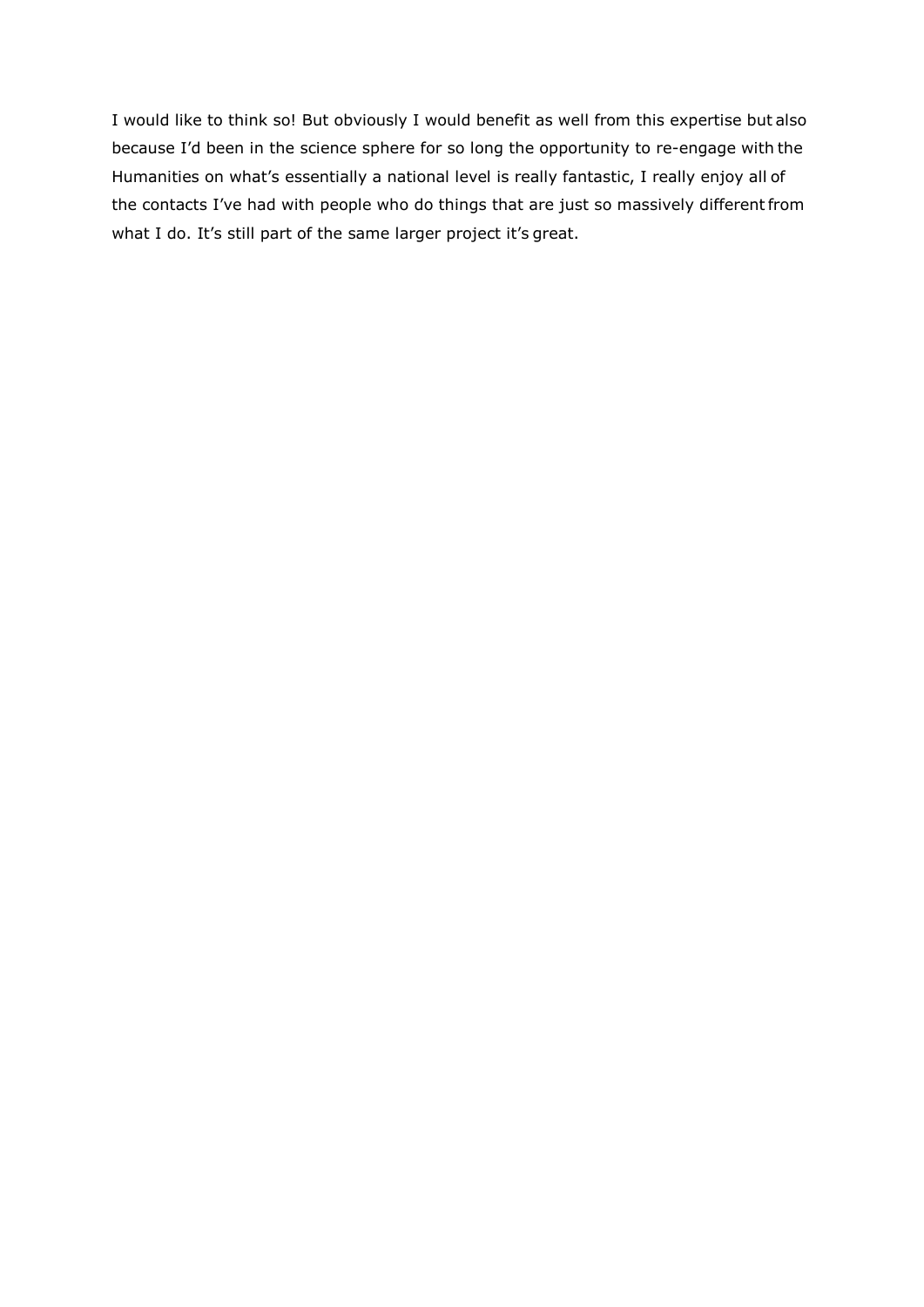I would like to think so! But obviously I would benefit as well from this expertise but also because I'd been in the science sphere for so long the opportunity to re-engage with the Humanities on what's essentially a national level is really fantastic, I really enjoy all of the contacts I've had with people who do things that are just so massively different from what I do. It's still part of the same larger project it's great.